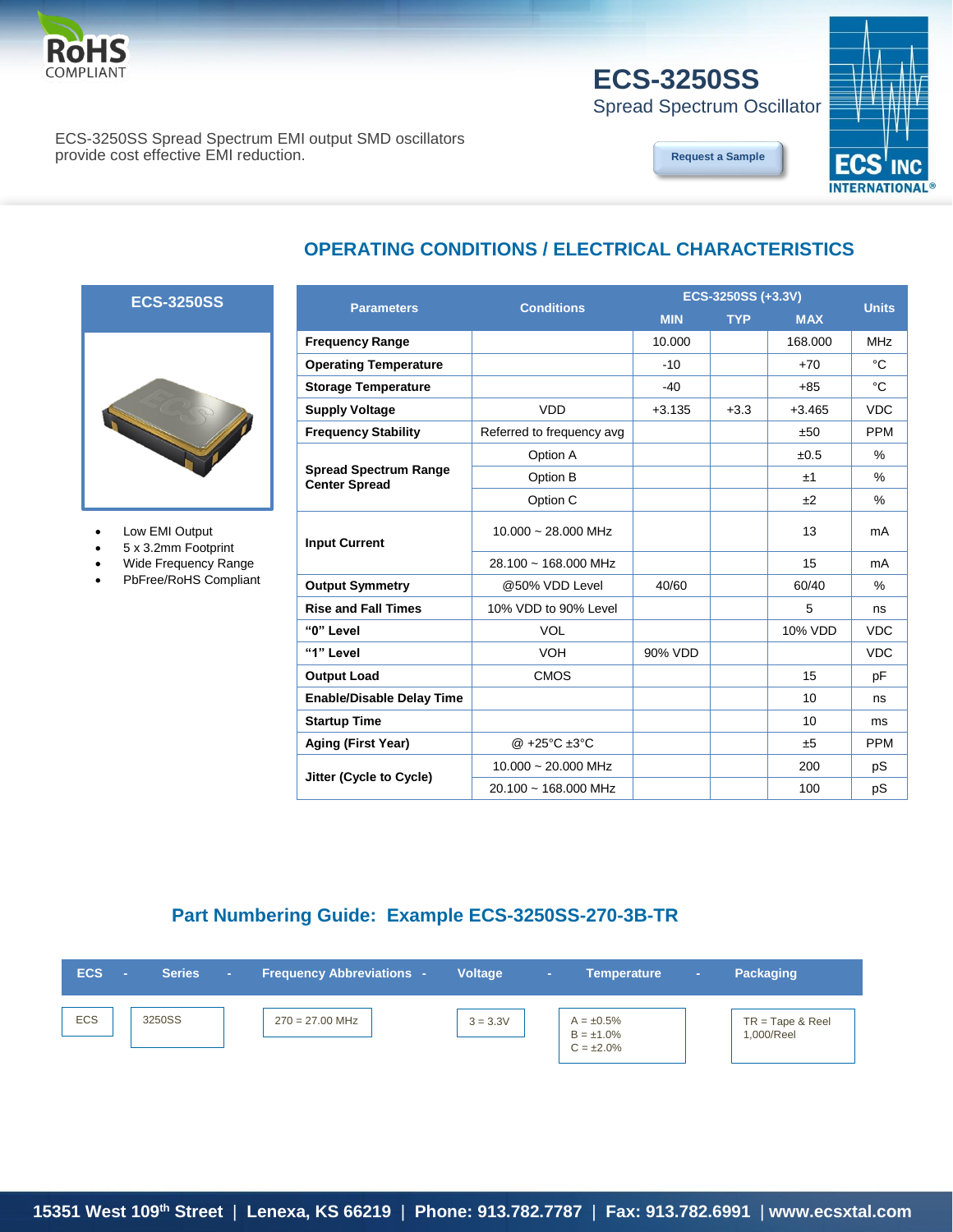RoHS COMPLIANT

# ECS-3250SS

## Spread Spectrum Oscillator

ECS-3250SS Spread Spectrum EMI output SMD oscillators provide cost effective EMI reduction.

Request a Sample

ECS INC INTERNATIONAL®

## OPERATING CONDITIONS / ELECTRICAL CHARACTERISTICS

**ECS-3250SS**

- Low EMI Output
- 5 x 3.2mm Footprint
- Wide Frequency Range
- PbFree/RoHS Compliant

| Parameters | Conditions | ECS-3250SS (+3.3V) MIN | TYP | MAX | Units |
|---|---|---|---|---|---|
| **Frequency Range** | | 10.000 | | 168.000 | MHz |
| **Operating Temperature** | | -10 | | +70 | °C |
| **Storage Temperature** | | -40 | | +85 | °C |
| **Supply Voltage** | VDD | +3.135 | +3.3 | +3.465 | VDC |
| **Frequency Stability** | Referred to frequency avg | | | ±50 | PPM |
| **Spread Spectrum Range Center Spread** | Option A | | | ±0.5 | % |
| | Option B | | | ±1 | % |
| | Option C | | | ±2 | % |
| **Input Current** | 10.000 ~ 28.000 MHz | | | 13 | mA |
| | 28.100 ~ 168.000 MHz | | | 15 | mA |
| **Output Symmetry** | @50% VDD Level | 40/60 | | 60/40 | % |
| **Rise and Fall Times** | 10% VDD to 90% Level | | | 5 | ns |
| **"0" Level** | VOL | | | 10% VDD | VDC |
| **"1" Level** | VOH | 90% VDD | | | VDC |
| **Output Load** | CMOS | | | 15 | pF |
| **Enable/Disable Delay Time** | | | | 10 | ns |
| **Startup Time** | | | | 10 | ms |
| **Aging (First Year)** | @ +25°C ±3°C | | | ±5 | PPM |
| **Jitter (Cycle to Cycle)** | 10.000 ~ 20.000 MHz | | | 200 | pS |
| | 20.100 ~ 168.000 MHz | | | 100 | pS |

## Part Numbering Guide: Example ECS-3250SS-270-3B-TR

| ECS | Series | Frequency Abbreviations | Voltage | Temperature | Packaging |
|---|---|---|---|---|---|
| ECS | 3250SS | 270 = 27.00 MHz | 3 = 3.3V | A = ±0.5%<br>B = ±1.0%<br>C = ±2.0% | TR = Tape & Reel<br>1,000/Reel |

15351 West 109th Street | Lenexa, KS 66219 | Phone: 913.782.7787 | Fax: 913.782.6991 | www.ecsxtal.com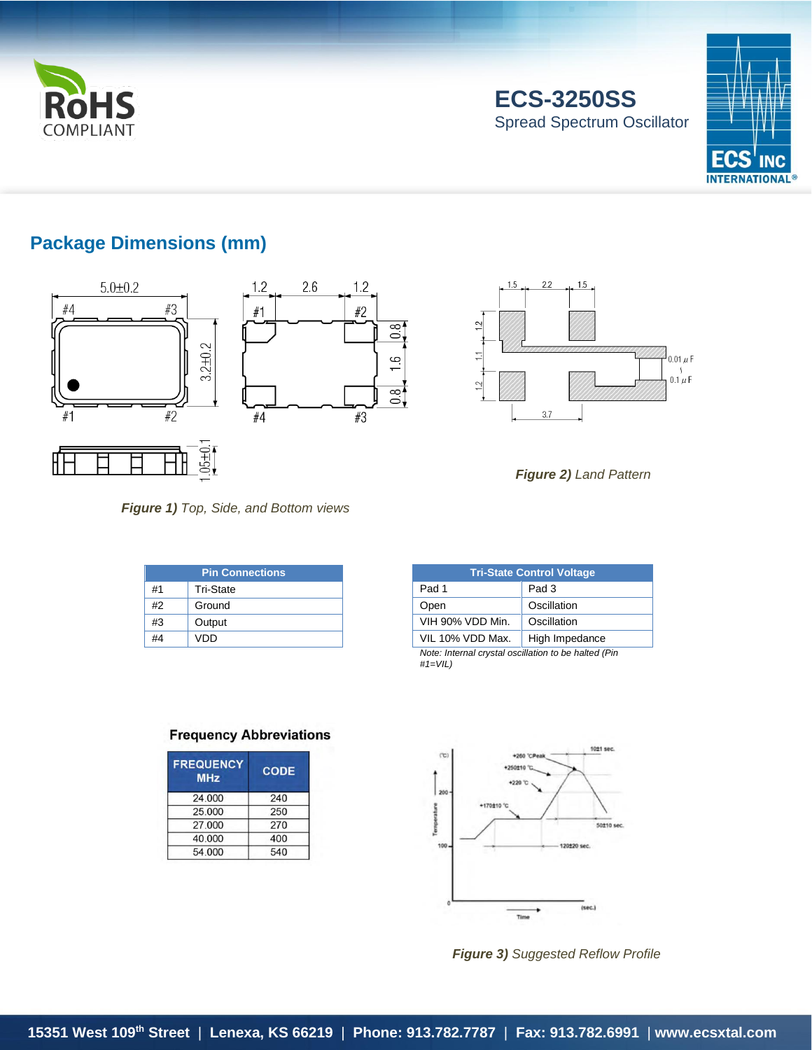# ECS-3250SS

Spread Spectrum Oscillator

## Package Dimensions (mm)

***Figure 1)*** *Top, Side, and Bottom views*

***Figure 2)*** *Land Pattern*

| Pin Connections | |
|---|---|
| #1 | Tri-State |
| #2 | Ground |
| #3 | Output |
| #4 | VDD |

| Tri-State Control Voltage | |
|---|---|
| Pad 1 | Pad 3 |
| Open | Oscillation |
| VIH 90% VDD Min. | Oscillation |
| VIL 10% VDD Max. | High Impedance |

*Note: Internal crystal oscillation to be halted (Pin #1=VIL)*

### Frequency Abbreviations

| FREQUENCY MHz | CODE |
|---|---|
| 24.000 | 240 |
| 25.000 | 250 |
| 27.000 | 270 |
| 40.000 | 400 |
| 54.000 | 540 |

***Figure 3)*** *Suggested Reflow Profile*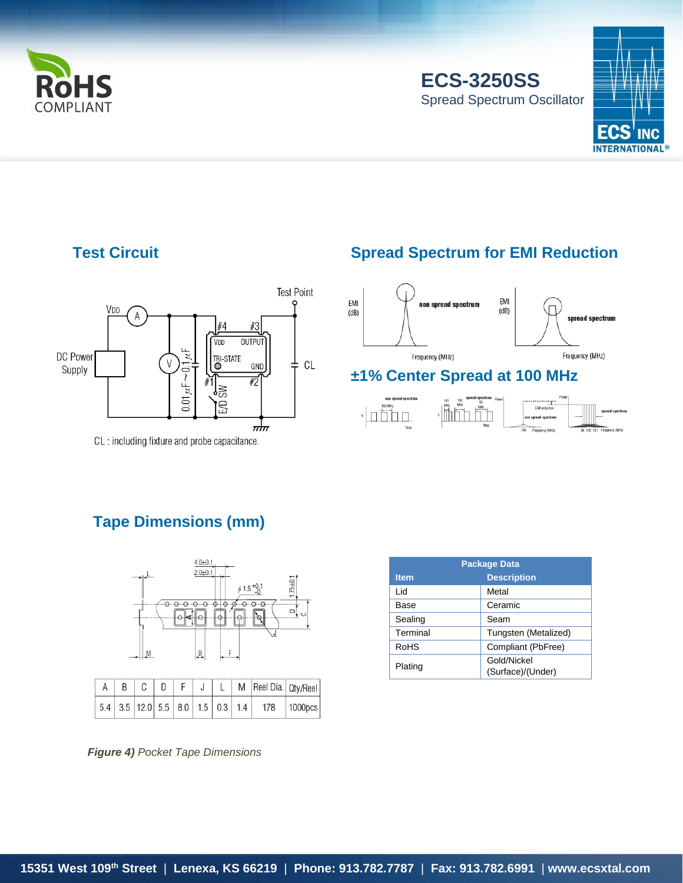# ECS-3250SS

Spread Spectrum Oscillator

## Test Circuit

Test Point

VDD

A

DC Power Supply

V

0.01 μF ~ 0.1 μF

#4 #3

VDD OUTPUT

TRI-STATE

GND

#1 #2

E/D SW

CL

CL : including fixture and probe capacitance.

## Spread Spectrum for EMI Reduction

EMI (dB)

non spread spectrum

Frequency (MHz)

EMI (dB)

spread spectrum

Frequency (MHz)

## ±1% Center Spread at 100 MHz

## Tape Dimensions (mm)

4.0±0.1

2.0±0.1

φ 1.5 +0.1 -0

1.75±0.1

L

D

C

J

M

B

F

| A | B | C | D | F | J | L | M | Reel Dia. | Qty/Reel |
|---|---|---|---|---|---|---|---|---|---|
| 5.4 | 3.5 | 12.0 | 5.5 | 8.0 | 1.5 | 0.3 | 1.4 | 178 | 1000pcs |

***Figure 4)*** *Pocket Tape Dimensions*

| Package Data | |
|---|---|
| **Item** | **Description** |
| Lid | Metal |
| Base | Ceramic |
| Sealing | Seam |
| Terminal | Tungsten (Metalized) |
| RoHS | Compliant (PbFree) |
| Plating | Gold/Nickel (Surface)/(Under) |